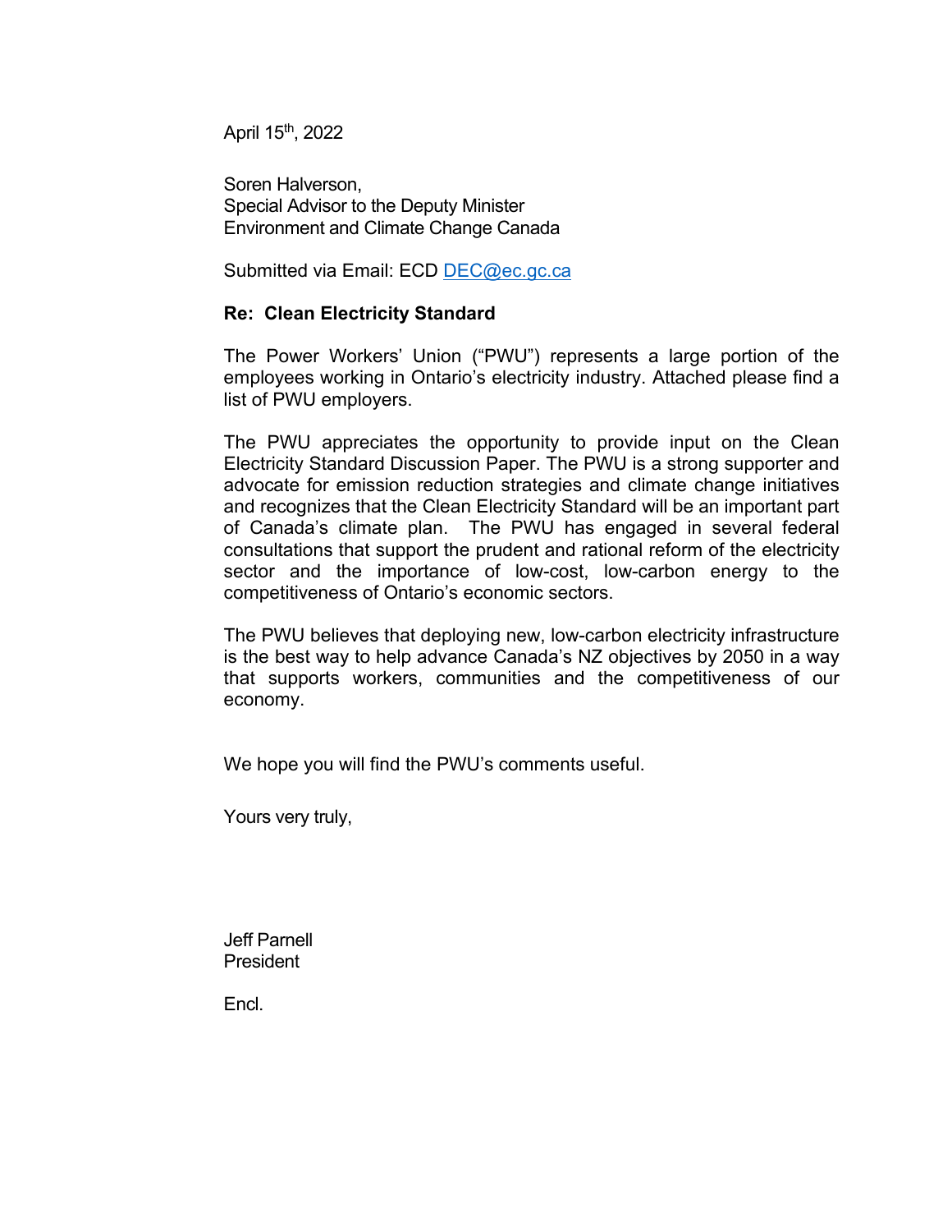April 15th, 2022

Soren Halverson,
Special Advisor to the Deputy Minister
Environment and Climate Change Canada

Submitted via Email: ECD DEC@ec.gc.ca

**Re: Clean Electricity Standard**

The Power Workers' Union ("PWU") represents a large portion of the employees working in Ontario's electricity industry. Attached please find a list of PWU employers.

The PWU appreciates the opportunity to provide input on the Clean Electricity Standard Discussion Paper. The PWU is a strong supporter and advocate for emission reduction strategies and climate change initiatives and recognizes that the Clean Electricity Standard will be an important part of Canada's climate plan. The PWU has engaged in several federal consultations that support the prudent and rational reform of the electricity sector and the importance of low-cost, low-carbon energy to the competitiveness of Ontario's economic sectors.

The PWU believes that deploying new, low-carbon electricity infrastructure is the best way to help advance Canada's NZ objectives by 2050 in a way that supports workers, communities and the competitiveness of our economy.

We hope you will find the PWU's comments useful.

Yours very truly,

Jeff Parnell
President

Encl.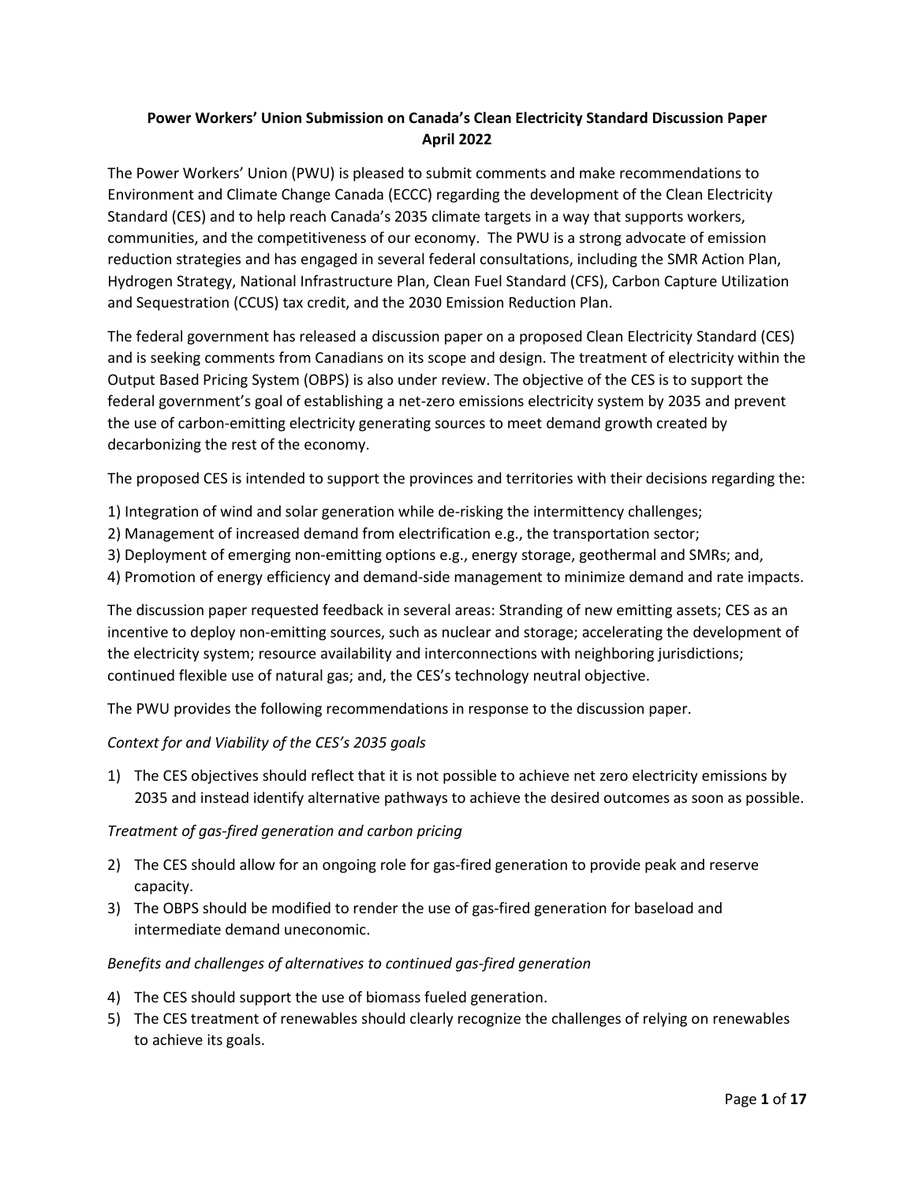**Power Workers' Union Submission on Canada's Clean Electricity Standard Discussion Paper April 2022**

The Power Workers' Union (PWU) is pleased to submit comments and make recommendations to Environment and Climate Change Canada (ECCC) regarding the development of the Clean Electricity Standard (CES) and to help reach Canada's 2035 climate targets in a way that supports workers, communities, and the competitiveness of our economy. The PWU is a strong advocate of emission reduction strategies and has engaged in several federal consultations, including the SMR Action Plan, Hydrogen Strategy, National Infrastructure Plan, Clean Fuel Standard (CFS), Carbon Capture Utilization and Sequestration (CCUS) tax credit, and the 2030 Emission Reduction Plan.

The federal government has released a discussion paper on a proposed Clean Electricity Standard (CES) and is seeking comments from Canadians on its scope and design. The treatment of electricity within the Output Based Pricing System (OBPS) is also under review. The objective of the CES is to support the federal government's goal of establishing a net-zero emissions electricity system by 2035 and prevent the use of carbon-emitting electricity generating sources to meet demand growth created by decarbonizing the rest of the economy.

The proposed CES is intended to support the provinces and territories with their decisions regarding the:

1) Integration of wind and solar generation while de-risking the intermittency challenges;
2) Management of increased demand from electrification e.g., the transportation sector;
3) Deployment of emerging non-emitting options e.g., energy storage, geothermal and SMRs; and,
4) Promotion of energy efficiency and demand-side management to minimize demand and rate impacts.

The discussion paper requested feedback in several areas: Stranding of new emitting assets; CES as an incentive to deploy non-emitting sources, such as nuclear and storage; accelerating the development of the electricity system; resource availability and interconnections with neighboring jurisdictions; continued flexible use of natural gas; and, the CES's technology neutral objective.

The PWU provides the following recommendations in response to the discussion paper.

*Context for and Viability of the CES's 2035 goals*

1) The CES objectives should reflect that it is not possible to achieve net zero electricity emissions by 2035 and instead identify alternative pathways to achieve the desired outcomes as soon as possible.

*Treatment of gas-fired generation and carbon pricing*

2) The CES should allow for an ongoing role for gas-fired generation to provide peak and reserve capacity.
3) The OBPS should be modified to render the use of gas-fired generation for baseload and intermediate demand uneconomic.

*Benefits and challenges of alternatives to continued gas-fired generation*

4) The CES should support the use of biomass fueled generation.
5) The CES treatment of renewables should clearly recognize the challenges of relying on renewables to achieve its goals.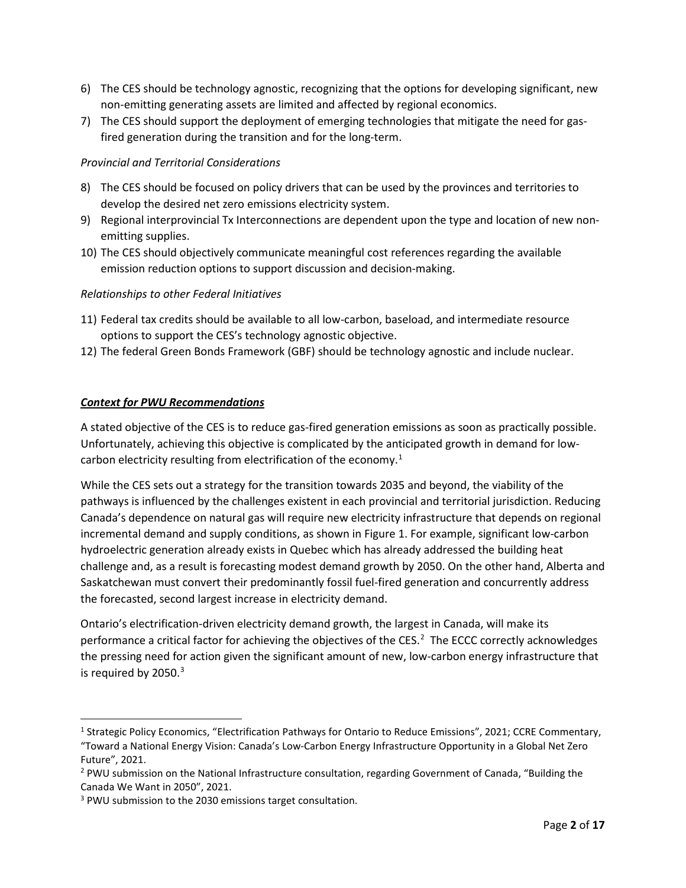6) The CES should be technology agnostic, recognizing that the options for developing significant, new non-emitting generating assets are limited and affected by regional economics.
7) The CES should support the deployment of emerging technologies that mitigate the need for gas-fired generation during the transition and for the long-term.

*Provincial and Territorial Considerations*

8) The CES should be focused on policy drivers that can be used by the provinces and territories to develop the desired net zero emissions electricity system.
9) Regional interprovincial Tx Interconnections are dependent upon the type and location of new non-emitting supplies.
10) The CES should objectively communicate meaningful cost references regarding the available emission reduction options to support discussion and decision-making.

*Relationships to other Federal Initiatives*

11) Federal tax credits should be available to all low-carbon, baseload, and intermediate resource options to support the CES's technology agnostic objective.
12) The federal Green Bonds Framework (GBF) should be technology agnostic and include nuclear.

### ***Context for PWU Recommendations***

A stated objective of the CES is to reduce gas-fired generation emissions as soon as practically possible. Unfortunately, achieving this objective is complicated by the anticipated growth in demand for low-carbon electricity resulting from electrification of the economy.[1]

While the CES sets out a strategy for the transition towards 2035 and beyond, the viability of the pathways is influenced by the challenges existent in each provincial and territorial jurisdiction. Reducing Canada's dependence on natural gas will require new electricity infrastructure that depends on regional incremental demand and supply conditions, as shown in Figure 1. For example, significant low-carbon hydroelectric generation already exists in Quebec which has already addressed the building heat challenge and, as a result is forecasting modest demand growth by 2050. On the other hand, Alberta and Saskatchewan must convert their predominantly fossil fuel-fired generation and concurrently address the forecasted, second largest increase in electricity demand.

Ontario's electrification-driven electricity demand growth, the largest in Canada, will make its performance a critical factor for achieving the objectives of the CES.[2] The ECCC correctly acknowledges the pressing need for action given the significant amount of new, low-carbon energy infrastructure that is required by 2050.[3]

---

[1] Strategic Policy Economics, "Electrification Pathways for Ontario to Reduce Emissions", 2021; CCRE Commentary, "Toward a National Energy Vision: Canada's Low-Carbon Energy Infrastructure Opportunity in a Global Net Zero Future", 2021.

[2] PWU submission on the National Infrastructure consultation, regarding Government of Canada, "Building the Canada We Want in 2050", 2021.

[3] PWU submission to the 2030 emissions target consultation.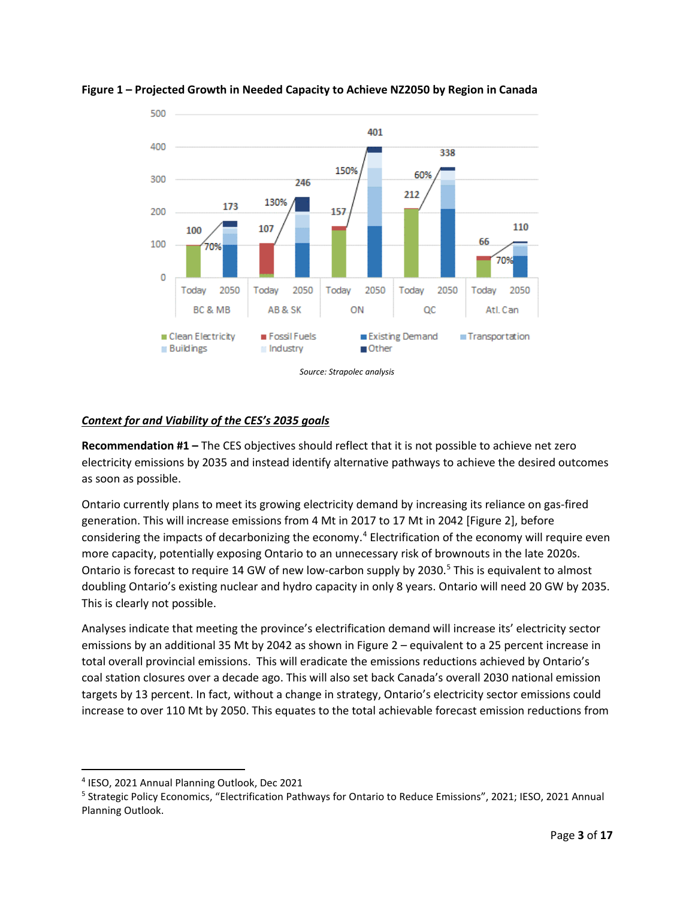**Figure 1 – Projected Growth in Needed Capacity to Achieve NZ2050 by Region in Canada**

Source: Strapolec analysis

***Context for and Viability of the CES's 2035 goals***

**Recommendation #1 –** The CES objectives should reflect that it is not possible to achieve net zero electricity emissions by 2035 and instead identify alternative pathways to achieve the desired outcomes as soon as possible.

Ontario currently plans to meet its growing electricity demand by increasing its reliance on gas-fired generation. This will increase emissions from 4 Mt in 2017 to 17 Mt in 2042 [Figure 2], before considering the impacts of decarbonizing the economy.[4] Electrification of the economy will require even more capacity, potentially exposing Ontario to an unnecessary risk of brownouts in the late 2020s. Ontario is forecast to require 14 GW of new low-carbon supply by 2030.[5] This is equivalent to almost doubling Ontario's existing nuclear and hydro capacity in only 8 years. Ontario will need 20 GW by 2035. This is clearly not possible.

Analyses indicate that meeting the province's electrification demand will increase its' electricity sector emissions by an additional 35 Mt by 2042 as shown in Figure 2 – equivalent to a 25 percent increase in total overall provincial emissions. This will eradicate the emissions reductions achieved by Ontario's coal station closures over a decade ago. This will also set back Canada's overall 2030 national emission targets by 13 percent. In fact, without a change in strategy, Ontario's electricity sector emissions could increase to over 110 Mt by 2050. This equates to the total achievable forecast emission reductions from

---

[4] IESO, 2021 Annual Planning Outlook, Dec 2021

[5] Strategic Policy Economics, "Electrification Pathways for Ontario to Reduce Emissions", 2021; IESO, 2021 Annual Planning Outlook.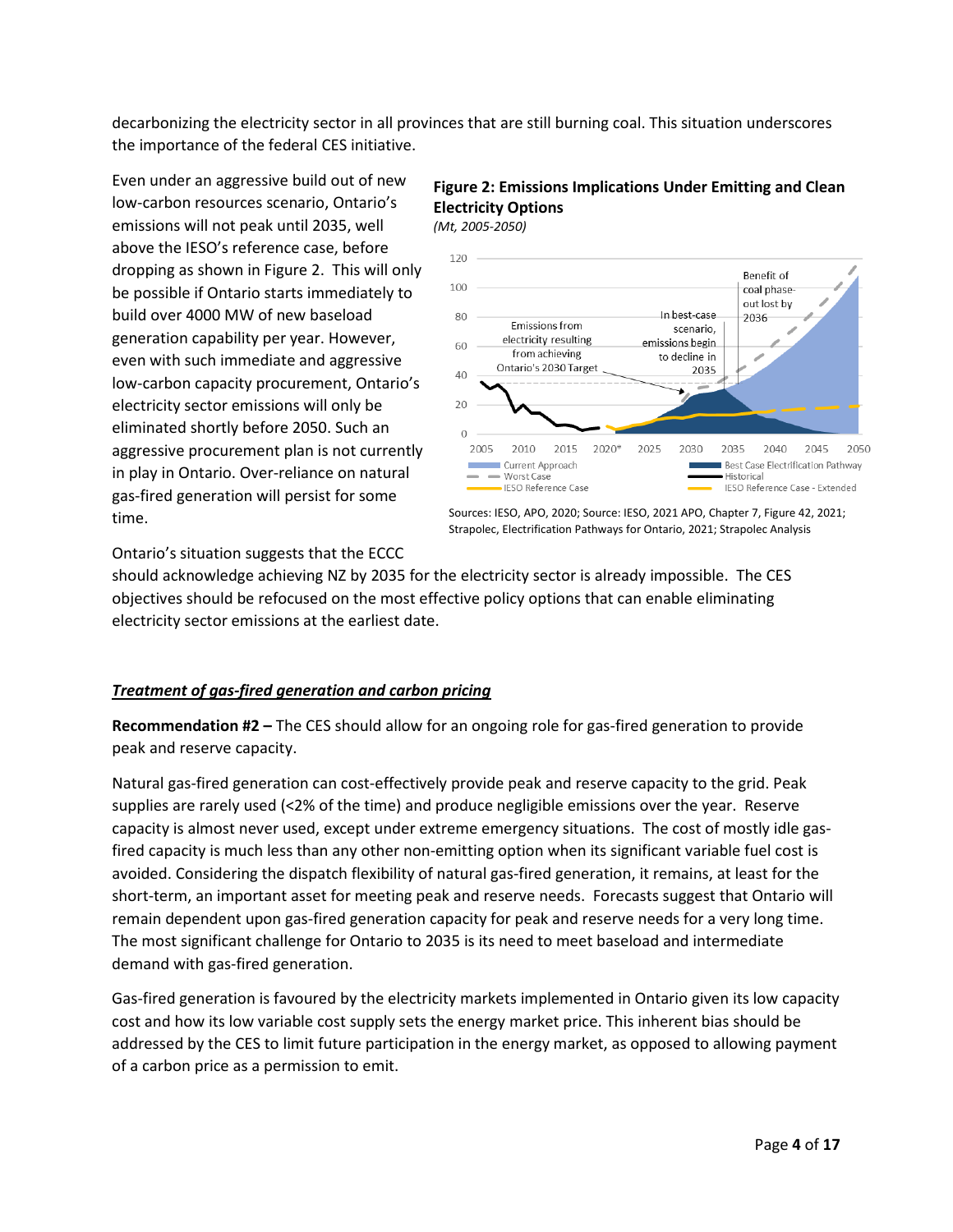decarbonizing the electricity sector in all provinces that are still burning coal. This situation underscores the importance of the federal CES initiative.

Even under an aggressive build out of new low-carbon resources scenario, Ontario's emissions will not peak until 2035, well above the IESO's reference case, before dropping as shown in Figure 2. This will only be possible if Ontario starts immediately to build over 4000 MW of new baseload generation capability per year. However, even with such immediate and aggressive low-carbon capacity procurement, Ontario's electricity sector emissions will only be eliminated shortly before 2050. Such an aggressive procurement plan is not currently in play in Ontario. Over-reliance on natural gas-fired generation will persist for some time.

**Figure 2: Emissions Implications Under Emitting and Clean Electricity Options**

*(Mt, 2005-2050)*

120
100
80
60
40
20
0

2005 2010 2015 2020* 2025 2030 2035 2040 2045 2050

Benefit of coal phase-out lost by 2036

In best-case scenario, emissions begin to decline in 2035

Emissions from electricity resulting from achieving Ontario's 2030 Target

Current Approach
Worst Case
IESO Reference Case
Best Case Electrification Pathway
Historical
IESO Reference Case - Extended

Sources: IESO, APO, 2020; Source: IESO, 2021 APO, Chapter 7, Figure 42, 2021; Strapolec, Electrification Pathways for Ontario, 2021; Strapolec Analysis

Ontario's situation suggests that the ECCC should acknowledge achieving NZ by 2035 for the electricity sector is already impossible. The CES objectives should be refocused on the most effective policy options that can enable eliminating electricity sector emissions at the earliest date.

## ***Treatment of gas-fired generation and carbon pricing***

**Recommendation #2 –** The CES should allow for an ongoing role for gas-fired generation to provide peak and reserve capacity.

Natural gas-fired generation can cost-effectively provide peak and reserve capacity to the grid. Peak supplies are rarely used (<2% of the time) and produce negligible emissions over the year. Reserve capacity is almost never used, except under extreme emergency situations. The cost of mostly idle gas-fired capacity is much less than any other non-emitting option when its significant variable fuel cost is avoided. Considering the dispatch flexibility of natural gas-fired generation, it remains, at least for the short-term, an important asset for meeting peak and reserve needs. Forecasts suggest that Ontario will remain dependent upon gas-fired generation capacity for peak and reserve needs for a very long time. The most significant challenge for Ontario to 2035 is its need to meet baseload and intermediate demand with gas-fired generation.

Gas-fired generation is favoured by the electricity markets implemented in Ontario given its low capacity cost and how its low variable cost supply sets the energy market price. This inherent bias should be addressed by the CES to limit future participation in the energy market, as opposed to allowing payment of a carbon price as a permission to emit.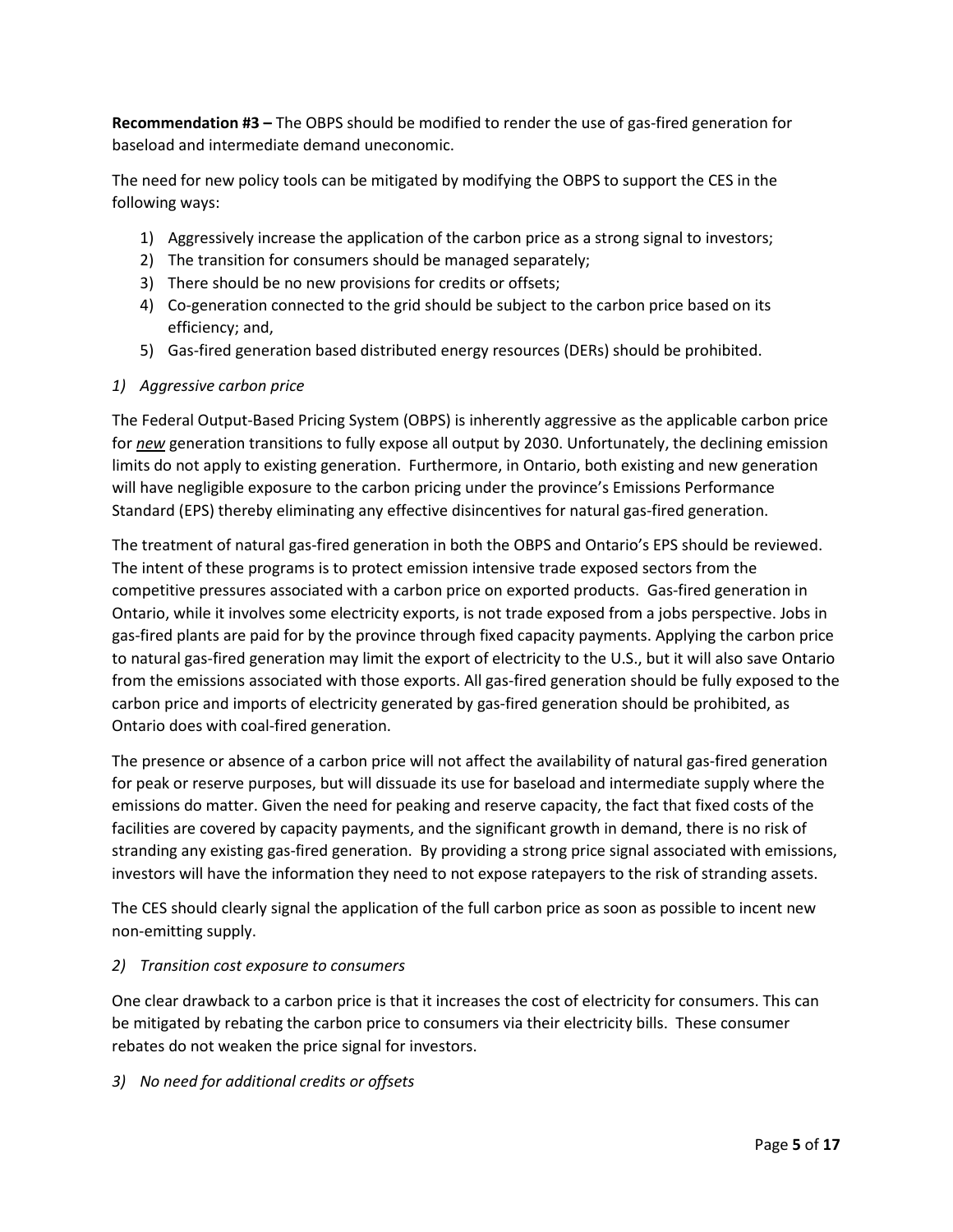**Recommendation #3 –** The OBPS should be modified to render the use of gas-fired generation for baseload and intermediate demand uneconomic.

The need for new policy tools can be mitigated by modifying the OBPS to support the CES in the following ways:

1) Aggressively increase the application of the carbon price as a strong signal to investors;
2) The transition for consumers should be managed separately;
3) There should be no new provisions for credits or offsets;
4) Co-generation connected to the grid should be subject to the carbon price based on its efficiency; and,
5) Gas-fired generation based distributed energy resources (DERs) should be prohibited.

*1) Aggressive carbon price*

The Federal Output-Based Pricing System (OBPS) is inherently aggressive as the applicable carbon price for ***new*** generation transitions to fully expose all output by 2030. Unfortunately, the declining emission limits do not apply to existing generation. Furthermore, in Ontario, both existing and new generation will have negligible exposure to the carbon pricing under the province's Emissions Performance Standard (EPS) thereby eliminating any effective disincentives for natural gas-fired generation.

The treatment of natural gas-fired generation in both the OBPS and Ontario's EPS should be reviewed. The intent of these programs is to protect emission intensive trade exposed sectors from the competitive pressures associated with a carbon price on exported products. Gas-fired generation in Ontario, while it involves some electricity exports, is not trade exposed from a jobs perspective. Jobs in gas-fired plants are paid for by the province through fixed capacity payments. Applying the carbon price to natural gas-fired generation may limit the export of electricity to the U.S., but it will also save Ontario from the emissions associated with those exports. All gas-fired generation should be fully exposed to the carbon price and imports of electricity generated by gas-fired generation should be prohibited, as Ontario does with coal-fired generation.

The presence or absence of a carbon price will not affect the availability of natural gas-fired generation for peak or reserve purposes, but will dissuade its use for baseload and intermediate supply where the emissions do matter. Given the need for peaking and reserve capacity, the fact that fixed costs of the facilities are covered by capacity payments, and the significant growth in demand, there is no risk of stranding any existing gas-fired generation. By providing a strong price signal associated with emissions, investors will have the information they need to not expose ratepayers to the risk of stranding assets.

The CES should clearly signal the application of the full carbon price as soon as possible to incent new non-emitting supply.

*2) Transition cost exposure to consumers*

One clear drawback to a carbon price is that it increases the cost of electricity for consumers. This can be mitigated by rebating the carbon price to consumers via their electricity bills. These consumer rebates do not weaken the price signal for investors.

*3) No need for additional credits or offsets*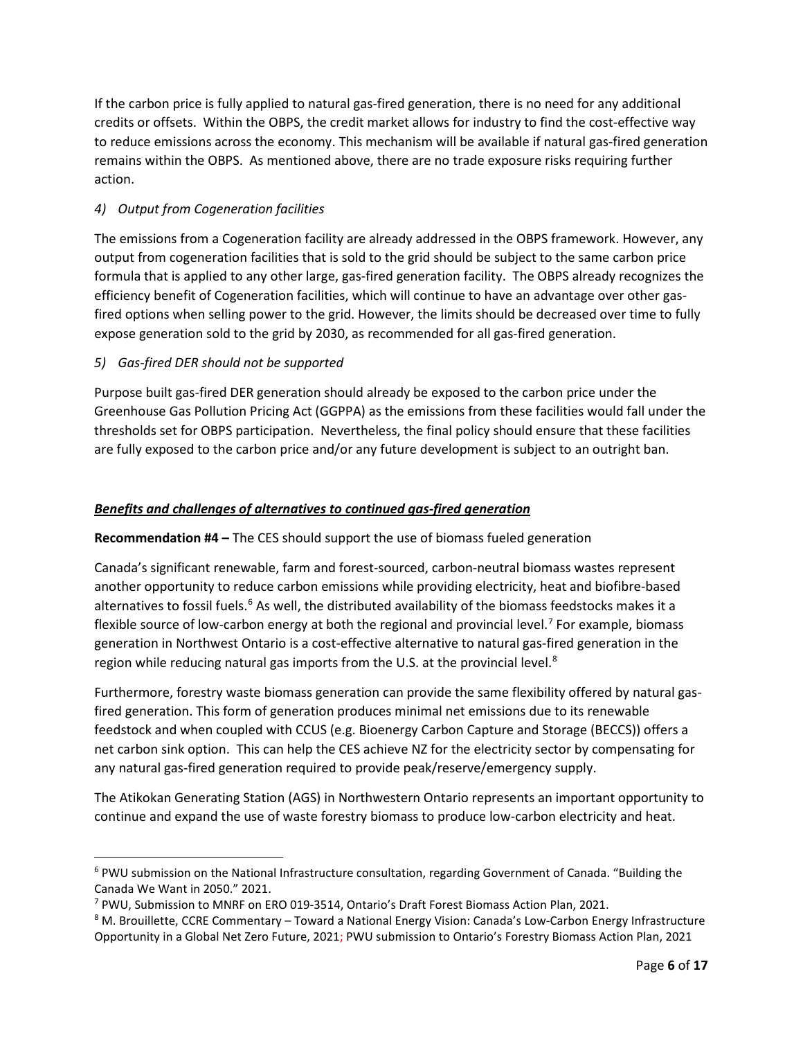If the carbon price is fully applied to natural gas-fired generation, there is no need for any additional credits or offsets. Within the OBPS, the credit market allows for industry to find the cost-effective way to reduce emissions across the economy. This mechanism will be available if natural gas-fired generation remains within the OBPS. As mentioned above, there are no trade exposure risks requiring further action.

*4) Output from Cogeneration facilities*

The emissions from a Cogeneration facility are already addressed in the OBPS framework. However, any output from cogeneration facilities that is sold to the grid should be subject to the same carbon price formula that is applied to any other large, gas-fired generation facility. The OBPS already recognizes the efficiency benefit of Cogeneration facilities, which will continue to have an advantage over other gas-fired options when selling power to the grid. However, the limits should be decreased over time to fully expose generation sold to the grid by 2030, as recommended for all gas-fired generation.

*5) Gas-fired DER should not be supported*

Purpose built gas-fired DER generation should already be exposed to the carbon price under the Greenhouse Gas Pollution Pricing Act (GGPPA) as the emissions from these facilities would fall under the thresholds set for OBPS participation. Nevertheless, the final policy should ensure that these facilities are fully exposed to the carbon price and/or any future development is subject to an outright ban.

***Benefits and challenges of alternatives to continued gas-fired generation***

**Recommendation #4 –** The CES should support the use of biomass fueled generation

Canada's significant renewable, farm and forest-sourced, carbon-neutral biomass wastes represent another opportunity to reduce carbon emissions while providing electricity, heat and biofibre-based alternatives to fossil fuels.[6] As well, the distributed availability of the biomass feedstocks makes it a flexible source of low-carbon energy at both the regional and provincial level.[7] For example, biomass generation in Northwest Ontario is a cost-effective alternative to natural gas-fired generation in the region while reducing natural gas imports from the U.S. at the provincial level.[8]

Furthermore, forestry waste biomass generation can provide the same flexibility offered by natural gas-fired generation. This form of generation produces minimal net emissions due to its renewable feedstock and when coupled with CCUS (e.g. Bioenergy Carbon Capture and Storage (BECCS)) offers a net carbon sink option. This can help the CES achieve NZ for the electricity sector by compensating for any natural gas-fired generation required to provide peak/reserve/emergency supply.

The Atikokan Generating Station (AGS) in Northwestern Ontario represents an important opportunity to continue and expand the use of waste forestry biomass to produce low-carbon electricity and heat.

---

[6] PWU submission on the National Infrastructure consultation, regarding Government of Canada. "Building the Canada We Want in 2050." 2021.

[7] PWU, Submission to MNRF on ERO 019-3514, Ontario's Draft Forest Biomass Action Plan, 2021.

[8] M. Brouillette, CCRE Commentary – Toward a National Energy Vision: Canada's Low-Carbon Energy Infrastructure Opportunity in a Global Net Zero Future, 2021; PWU submission to Ontario's Forestry Biomass Action Plan, 2021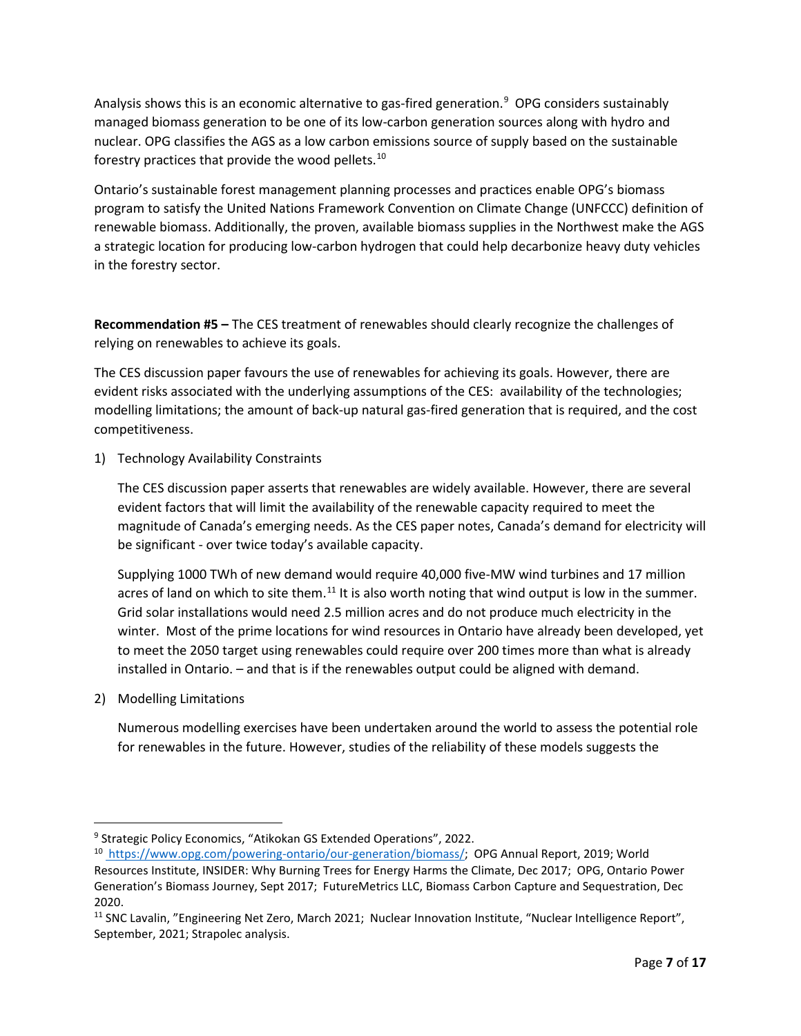Analysis shows this is an economic alternative to gas-fired generation.[9] OPG considers sustainably managed biomass generation to be one of its low-carbon generation sources along with hydro and nuclear. OPG classifies the AGS as a low carbon emissions source of supply based on the sustainable forestry practices that provide the wood pellets.[10]

Ontario's sustainable forest management planning processes and practices enable OPG's biomass program to satisfy the United Nations Framework Convention on Climate Change (UNFCCC) definition of renewable biomass. Additionally, the proven, available biomass supplies in the Northwest make the AGS a strategic location for producing low-carbon hydrogen that could help decarbonize heavy duty vehicles in the forestry sector.

**Recommendation #5 –** The CES treatment of renewables should clearly recognize the challenges of relying on renewables to achieve its goals.

The CES discussion paper favours the use of renewables for achieving its goals. However, there are evident risks associated with the underlying assumptions of the CES: availability of the technologies; modelling limitations; the amount of back-up natural gas-fired generation that is required, and the cost competitiveness.

1) Technology Availability Constraints

   The CES discussion paper asserts that renewables are widely available. However, there are several evident factors that will limit the availability of the renewable capacity required to meet the magnitude of Canada's emerging needs. As the CES paper notes, Canada's demand for electricity will be significant - over twice today's available capacity.

   Supplying 1000 TWh of new demand would require 40,000 five-MW wind turbines and 17 million acres of land on which to site them.[11] It is also worth noting that wind output is low in the summer. Grid solar installations would need 2.5 million acres and do not produce much electricity in the winter. Most of the prime locations for wind resources in Ontario have already been developed, yet to meet the 2050 target using renewables could require over 200 times more than what is already installed in Ontario. – and that is if the renewables output could be aligned with demand.

2) Modelling Limitations

   Numerous modelling exercises have been undertaken around the world to assess the potential role for renewables in the future. However, studies of the reliability of these models suggests the

---

[9] Strategic Policy Economics, "Atikokan GS Extended Operations", 2022.

[10] https://www.opg.com/powering-ontario/our-generation/biomass/; OPG Annual Report, 2019; World Resources Institute, INSIDER: Why Burning Trees for Energy Harms the Climate, Dec 2017; OPG, Ontario Power Generation's Biomass Journey, Sept 2017; FutureMetrics LLC, Biomass Carbon Capture and Sequestration, Dec 2020.

[11] SNC Lavalin, "Engineering Net Zero, March 2021; Nuclear Innovation Institute, "Nuclear Intelligence Report", September, 2021; Strapolec analysis.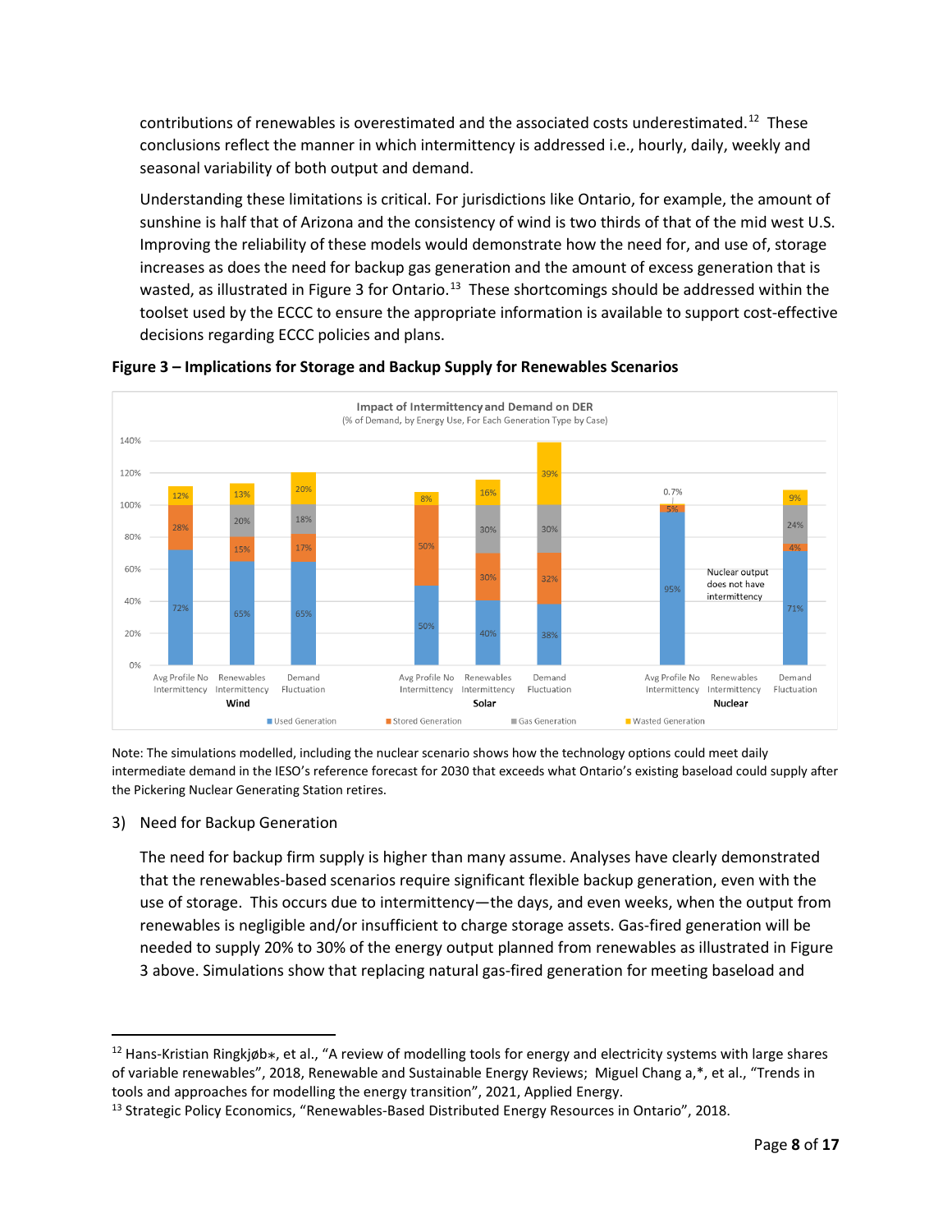contributions of renewables is overestimated and the associated costs underestimated.[12] These conclusions reflect the manner in which intermittency is addressed i.e., hourly, daily, weekly and seasonal variability of both output and demand.

Understanding these limitations is critical. For jurisdictions like Ontario, for example, the amount of sunshine is half that of Arizona and the consistency of wind is two thirds of that of the mid west U.S. Improving the reliability of these models would demonstrate how the need for, and use of, storage increases as does the need for backup gas generation and the amount of excess generation that is wasted, as illustrated in Figure 3 for Ontario.[13] These shortcomings should be addressed within the toolset used by the ECCC to ensure the appropriate information is available to support cost-effective decisions regarding ECCC policies and plans.

**Figure 3 – Implications for Storage and Backup Supply for Renewables Scenarios**

Impact of Intermittency and Demand on DER
(% of Demand, by Energy Use, For Each Generation Type by Case)

140%
120%
100%
80%
60%
40%
20%
0%

Wind: Avg Profile No Intermittency — 72%, 28%, 12%
Wind: Renewables Intermittency — 65%, 15%, 20%, 13%
Wind: Demand Fluctuation — 65%, 17%, 18%, 20%

Solar: Avg Profile No Intermittency — 50%, 50%, 8%
Solar: Renewables Intermittency — 40%, 30%, 30%, 16%
Solar: Demand Fluctuation — 38%, 32%, 30%, 39%

Nuclear: Avg Profile No Intermittency — 95%, 5%, 0.7%
Nuclear: Renewables Intermittency — Nuclear output does not have intermittency
Nuclear: Demand Fluctuation — 71%, 4%, 24%, 9%

Used Generation   Stored Generation   Gas Generation   Wasted Generation

Note: The simulations modelled, including the nuclear scenario shows how the technology options could meet daily intermediate demand in the IESO's reference forecast for 2030 that exceeds what Ontario's existing baseload could supply after the Pickering Nuclear Generating Station retires.

3) Need for Backup Generation

The need for backup firm supply is higher than many assume. Analyses have clearly demonstrated that the renewables-based scenarios require significant flexible backup generation, even with the use of storage. This occurs due to intermittency—the days, and even weeks, when the output from renewables is negligible and/or insufficient to charge storage assets. Gas-fired generation will be needed to supply 20% to 30% of the energy output planned from renewables as illustrated in Figure 3 above. Simulations show that replacing natural gas-fired generation for meeting baseload and

---

[12] Hans-Kristian Ringkjøb∗, et al., "A review of modelling tools for energy and electricity systems with large shares of variable renewables", 2018, Renewable and Sustainable Energy Reviews; Miguel Chang a,*, et al., "Trends in tools and approaches for modelling the energy transition", 2021, Applied Energy.

[13] Strategic Policy Economics, "Renewables-Based Distributed Energy Resources in Ontario", 2018.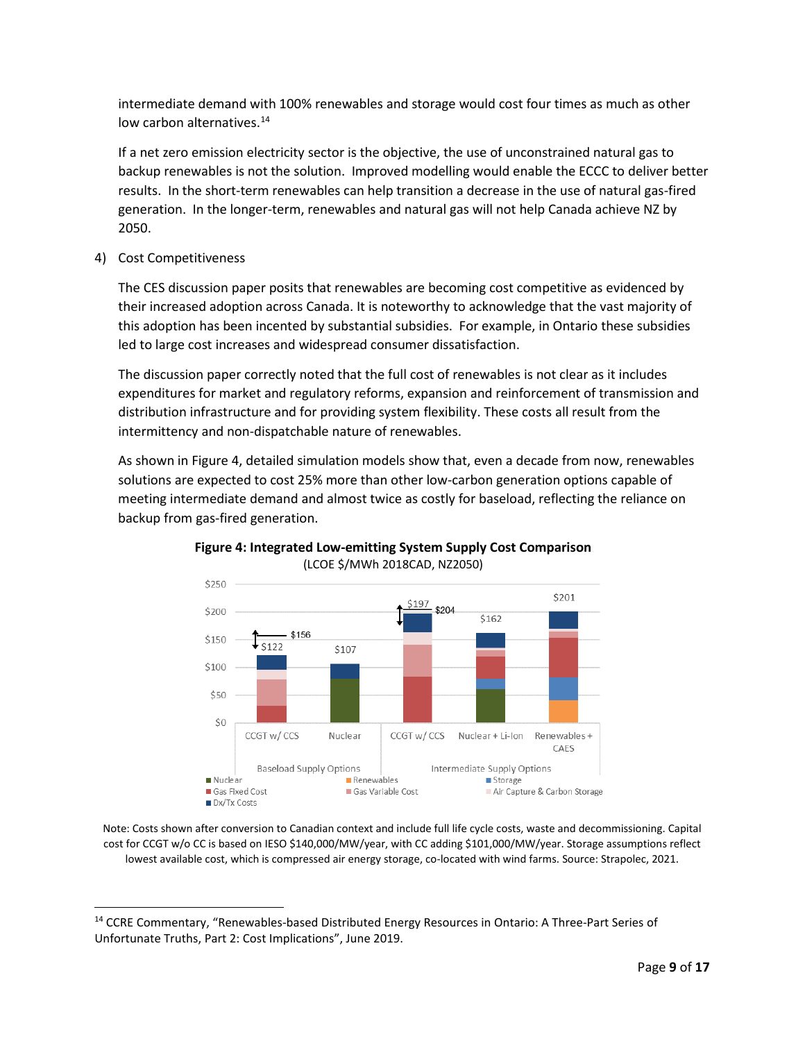intermediate demand with 100% renewables and storage would cost four times as much as other low carbon alternatives.[14]

If a net zero emission electricity sector is the objective, the use of unconstrained natural gas to backup renewables is not the solution. Improved modelling would enable the ECCC to deliver better results. In the short-term renewables can help transition a decrease in the use of natural gas-fired generation. In the longer-term, renewables and natural gas will not help Canada achieve NZ by 2050.

4) Cost Competitiveness

The CES discussion paper posits that renewables are becoming cost competitive as evidenced by their increased adoption across Canada. It is noteworthy to acknowledge that the vast majority of this adoption has been incented by substantial subsidies. For example, in Ontario these subsidies led to large cost increases and widespread consumer dissatisfaction.

The discussion paper correctly noted that the full cost of renewables is not clear as it includes expenditures for market and regulatory reforms, expansion and reinforcement of transmission and distribution infrastructure and for providing system flexibility. These costs all result from the intermittency and non-dispatchable nature of renewables.

As shown in Figure 4, detailed simulation models show that, even a decade from now, renewables solutions are expected to cost 25% more than other low-carbon generation options capable of meeting intermediate demand and almost twice as costly for baseload, reflecting the reliance on backup from gas-fired generation.

**Figure 4: Integrated Low-emitting System Supply Cost Comparison**
(LCOE $/MWh 2018CAD, NZ2050)

$250
$200
$150
$100
$50
$0

$156
$122
$107
$197
$204
$162
$201

CCGT w/ CCS
Nuclear
CCGT w/ CCS
Nuclear + Li-Ion
Renewables + CAES

Baseload Supply Options
Intermediate Supply Options

Nuclear
Renewables
Storage
Gas Fixed Cost
Gas Variable Cost
Air Capture & Carbon Storage
Dx/Tx Costs

Note: Costs shown after conversion to Canadian context and include full life cycle costs, waste and decommissioning. Capital cost for CCGT w/o CC is based on IESO $140,000/MW/year, with CC adding $101,000/MW/year. Storage assumptions reflect lowest available cost, which is compressed air energy storage, co-located with wind farms. Source: Strapolec, 2021.

[14] CCRE Commentary, "Renewables-based Distributed Energy Resources in Ontario: A Three-Part Series of Unfortunate Truths, Part 2: Cost Implications", June 2019.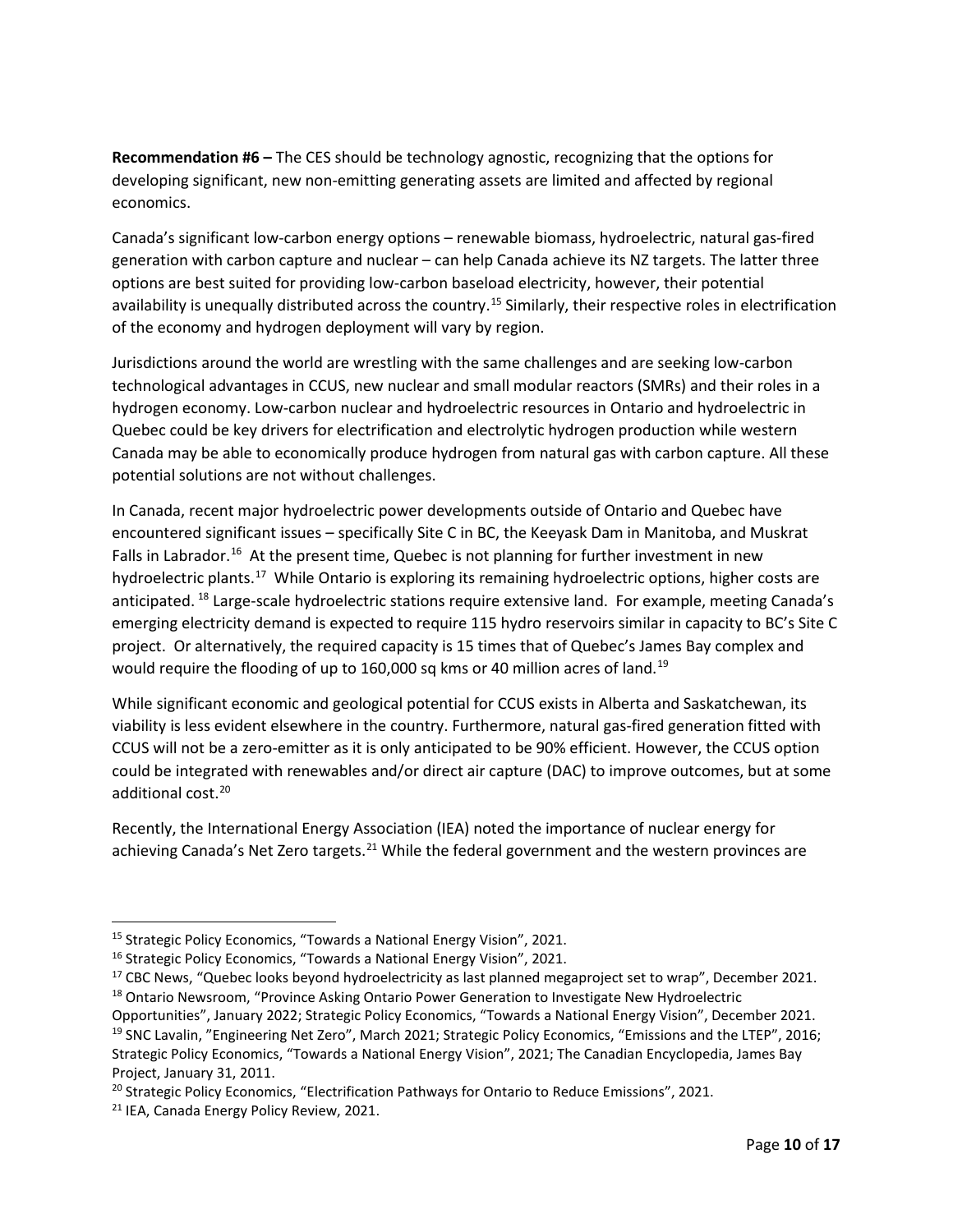**Recommendation #6 –** The CES should be technology agnostic, recognizing that the options for developing significant, new non-emitting generating assets are limited and affected by regional economics.

Canada's significant low-carbon energy options – renewable biomass, hydroelectric, natural gas-fired generation with carbon capture and nuclear – can help Canada achieve its NZ targets. The latter three options are best suited for providing low-carbon baseload electricity, however, their potential availability is unequally distributed across the country.[15] Similarly, their respective roles in electrification of the economy and hydrogen deployment will vary by region.

Jurisdictions around the world are wrestling with the same challenges and are seeking low-carbon technological advantages in CCUS, new nuclear and small modular reactors (SMRs) and their roles in a hydrogen economy. Low-carbon nuclear and hydroelectric resources in Ontario and hydroelectric in Quebec could be key drivers for electrification and electrolytic hydrogen production while western Canada may be able to economically produce hydrogen from natural gas with carbon capture. All these potential solutions are not without challenges.

In Canada, recent major hydroelectric power developments outside of Ontario and Quebec have encountered significant issues – specifically Site C in BC, the Keeyask Dam in Manitoba, and Muskrat Falls in Labrador.[16] At the present time, Quebec is not planning for further investment in new hydroelectric plants.[17] While Ontario is exploring its remaining hydroelectric options, higher costs are anticipated.[18] Large-scale hydroelectric stations require extensive land. For example, meeting Canada's emerging electricity demand is expected to require 115 hydro reservoirs similar in capacity to BC's Site C project. Or alternatively, the required capacity is 15 times that of Quebec's James Bay complex and would require the flooding of up to 160,000 sq kms or 40 million acres of land.[19]

While significant economic and geological potential for CCUS exists in Alberta and Saskatchewan, its viability is less evident elsewhere in the country. Furthermore, natural gas-fired generation fitted with CCUS will not be a zero-emitter as it is only anticipated to be 90% efficient. However, the CCUS option could be integrated with renewables and/or direct air capture (DAC) to improve outcomes, but at some additional cost.[20]

Recently, the International Energy Association (IEA) noted the importance of nuclear energy for achieving Canada's Net Zero targets.[21] While the federal government and the western provinces are

---

[15] Strategic Policy Economics, "Towards a National Energy Vision", 2021.

[16] Strategic Policy Economics, "Towards a National Energy Vision", 2021.

[17] CBC News, "Quebec looks beyond hydroelectricity as last planned megaproject set to wrap", December 2021.

[18] Ontario Newsroom, "Province Asking Ontario Power Generation to Investigate New Hydroelectric Opportunities", January 2022; Strategic Policy Economics, "Towards a National Energy Vision", December 2021.

[19] SNC Lavalin, "Engineering Net Zero", March 2021; Strategic Policy Economics, "Emissions and the LTEP", 2016; Strategic Policy Economics, "Towards a National Energy Vision", 2021; The Canadian Encyclopedia, James Bay Project, January 31, 2011.

[20] Strategic Policy Economics, "Electrification Pathways for Ontario to Reduce Emissions", 2021.

[21] IEA, Canada Energy Policy Review, 2021.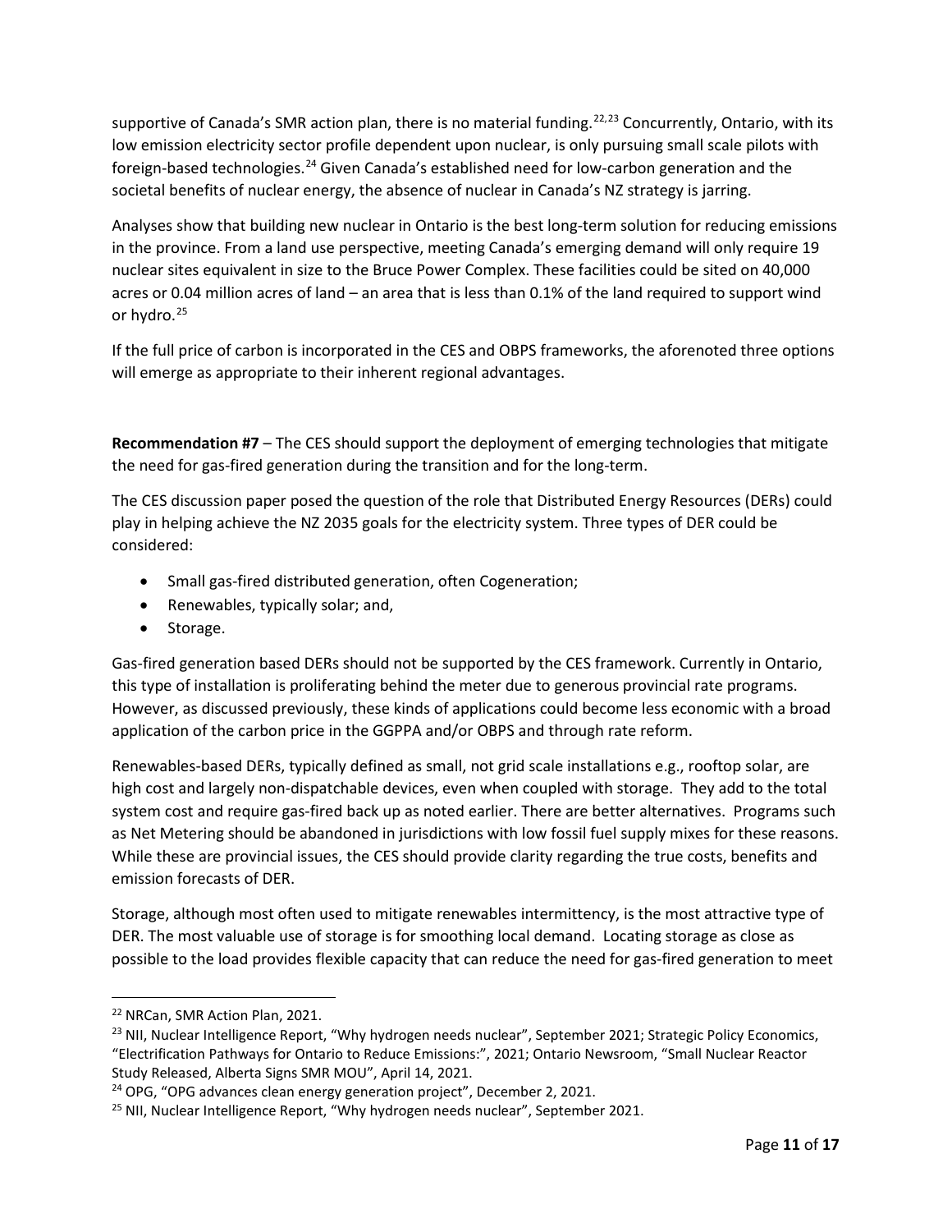supportive of Canada's SMR action plan, there is no material funding.[22,23] Concurrently, Ontario, with its low emission electricity sector profile dependent upon nuclear, is only pursuing small scale pilots with foreign-based technologies.[24] Given Canada's established need for low-carbon generation and the societal benefits of nuclear energy, the absence of nuclear in Canada's NZ strategy is jarring.

Analyses show that building new nuclear in Ontario is the best long-term solution for reducing emissions in the province. From a land use perspective, meeting Canada's emerging demand will only require 19 nuclear sites equivalent in size to the Bruce Power Complex. These facilities could be sited on 40,000 acres or 0.04 million acres of land – an area that is less than 0.1% of the land required to support wind or hydro.[25]

If the full price of carbon is incorporated in the CES and OBPS frameworks, the aforenoted three options will emerge as appropriate to their inherent regional advantages.

**Recommendation #7** – The CES should support the deployment of emerging technologies that mitigate the need for gas-fired generation during the transition and for the long-term.

The CES discussion paper posed the question of the role that Distributed Energy Resources (DERs) could play in helping achieve the NZ 2035 goals for the electricity system. Three types of DER could be considered:

- Small gas-fired distributed generation, often Cogeneration;
- Renewables, typically solar; and,
- Storage.

Gas-fired generation based DERs should not be supported by the CES framework. Currently in Ontario, this type of installation is proliferating behind the meter due to generous provincial rate programs. However, as discussed previously, these kinds of applications could become less economic with a broad application of the carbon price in the GGPPA and/or OBPS and through rate reform.

Renewables-based DERs, typically defined as small, not grid scale installations e.g., rooftop solar, are high cost and largely non-dispatchable devices, even when coupled with storage. They add to the total system cost and require gas-fired back up as noted earlier. There are better alternatives. Programs such as Net Metering should be abandoned in jurisdictions with low fossil fuel supply mixes for these reasons. While these are provincial issues, the CES should provide clarity regarding the true costs, benefits and emission forecasts of DER.

Storage, although most often used to mitigate renewables intermittency, is the most attractive type of DER. The most valuable use of storage is for smoothing local demand. Locating storage as close as possible to the load provides flexible capacity that can reduce the need for gas-fired generation to meet

---

[22] NRCan, SMR Action Plan, 2021.

[23] NII, Nuclear Intelligence Report, "Why hydrogen needs nuclear", September 2021; Strategic Policy Economics, "Electrification Pathways for Ontario to Reduce Emissions:", 2021; Ontario Newsroom, "Small Nuclear Reactor Study Released, Alberta Signs SMR MOU", April 14, 2021.

[24] OPG, "OPG advances clean energy generation project", December 2, 2021.

[25] NII, Nuclear Intelligence Report, "Why hydrogen needs nuclear", September 2021.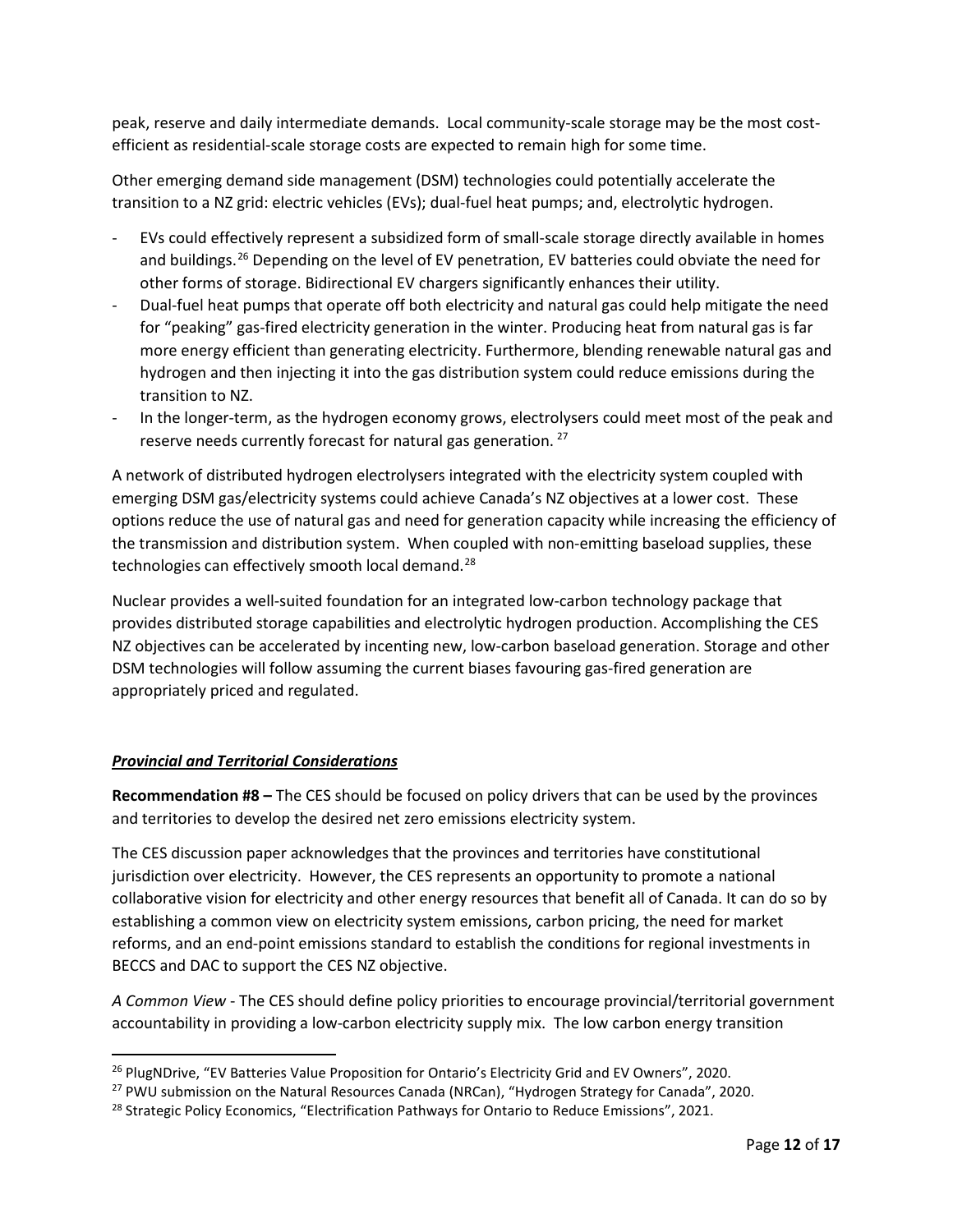peak, reserve and daily intermediate demands. Local community-scale storage may be the most cost-efficient as residential-scale storage costs are expected to remain high for some time.

Other emerging demand side management (DSM) technologies could potentially accelerate the transition to a NZ grid: electric vehicles (EVs); dual-fuel heat pumps; and, electrolytic hydrogen.

- EVs could effectively represent a subsidized form of small-scale storage directly available in homes and buildings.[26] Depending on the level of EV penetration, EV batteries could obviate the need for other forms of storage. Bidirectional EV chargers significantly enhances their utility.
- Dual-fuel heat pumps that operate off both electricity and natural gas could help mitigate the need for "peaking" gas-fired electricity generation in the winter. Producing heat from natural gas is far more energy efficient than generating electricity. Furthermore, blending renewable natural gas and hydrogen and then injecting it into the gas distribution system could reduce emissions during the transition to NZ.
- In the longer-term, as the hydrogen economy grows, electrolysers could meet most of the peak and reserve needs currently forecast for natural gas generation. [27]

A network of distributed hydrogen electrolysers integrated with the electricity system coupled with emerging DSM gas/electricity systems could achieve Canada's NZ objectives at a lower cost. These options reduce the use of natural gas and need for generation capacity while increasing the efficiency of the transmission and distribution system. When coupled with non-emitting baseload supplies, these technologies can effectively smooth local demand.[28]

Nuclear provides a well-suited foundation for an integrated low-carbon technology package that provides distributed storage capabilities and electrolytic hydrogen production. Accomplishing the CES NZ objectives can be accelerated by incenting new, low-carbon baseload generation. Storage and other DSM technologies will follow assuming the current biases favouring gas-fired generation are appropriately priced and regulated.

### ***Provincial and Territorial Considerations***

**Recommendation #8 –** The CES should be focused on policy drivers that can be used by the provinces and territories to develop the desired net zero emissions electricity system.

The CES discussion paper acknowledges that the provinces and territories have constitutional jurisdiction over electricity. However, the CES represents an opportunity to promote a national collaborative vision for electricity and other energy resources that benefit all of Canada. It can do so by establishing a common view on electricity system emissions, carbon pricing, the need for market reforms, and an end-point emissions standard to establish the conditions for regional investments in BECCS and DAC to support the CES NZ objective.

*A Common View* - The CES should define policy priorities to encourage provincial/territorial government accountability in providing a low-carbon electricity supply mix. The low carbon energy transition

[26] PlugNDrive, "EV Batteries Value Proposition for Ontario's Electricity Grid and EV Owners", 2020.

[27] PWU submission on the Natural Resources Canada (NRCan), "Hydrogen Strategy for Canada", 2020.

[28] Strategic Policy Economics, "Electrification Pathways for Ontario to Reduce Emissions", 2021.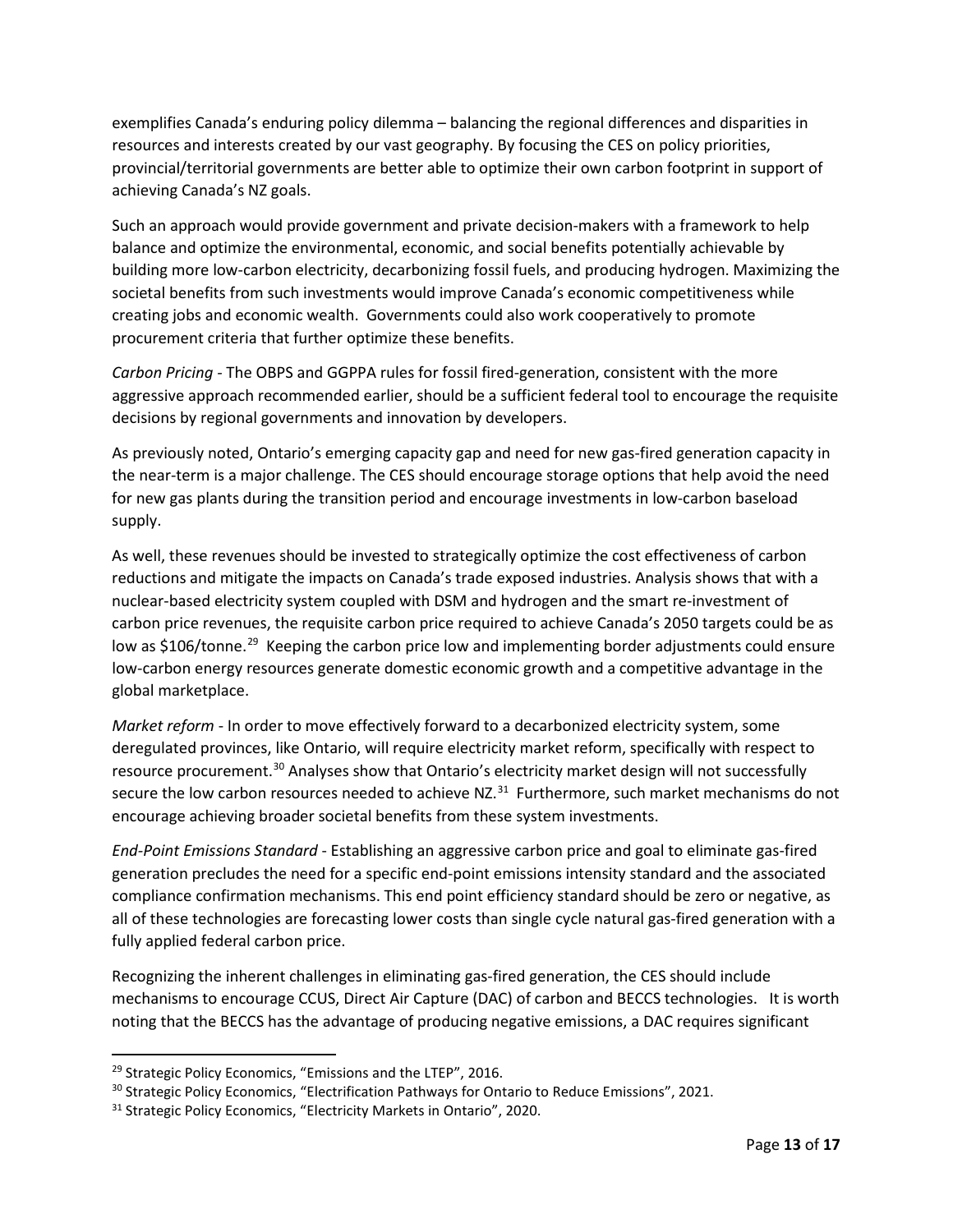exemplifies Canada's enduring policy dilemma – balancing the regional differences and disparities in resources and interests created by our vast geography. By focusing the CES on policy priorities, provincial/territorial governments are better able to optimize their own carbon footprint in support of achieving Canada's NZ goals.

Such an approach would provide government and private decision-makers with a framework to help balance and optimize the environmental, economic, and social benefits potentially achievable by building more low-carbon electricity, decarbonizing fossil fuels, and producing hydrogen. Maximizing the societal benefits from such investments would improve Canada's economic competitiveness while creating jobs and economic wealth. Governments could also work cooperatively to promote procurement criteria that further optimize these benefits.

*Carbon Pricing* - The OBPS and GGPPA rules for fossil fired-generation, consistent with the more aggressive approach recommended earlier, should be a sufficient federal tool to encourage the requisite decisions by regional governments and innovation by developers.

As previously noted, Ontario's emerging capacity gap and need for new gas-fired generation capacity in the near-term is a major challenge. The CES should encourage storage options that help avoid the need for new gas plants during the transition period and encourage investments in low-carbon baseload supply.

As well, these revenues should be invested to strategically optimize the cost effectiveness of carbon reductions and mitigate the impacts on Canada's trade exposed industries. Analysis shows that with a nuclear-based electricity system coupled with DSM and hydrogen and the smart re-investment of carbon price revenues, the requisite carbon price required to achieve Canada's 2050 targets could be as low as $106/tonne.[29] Keeping the carbon price low and implementing border adjustments could ensure low-carbon energy resources generate domestic economic growth and a competitive advantage in the global marketplace.

*Market reform* - In order to move effectively forward to a decarbonized electricity system, some deregulated provinces, like Ontario, will require electricity market reform, specifically with respect to resource procurement.[30] Analyses show that Ontario's electricity market design will not successfully secure the low carbon resources needed to achieve NZ.[31] Furthermore, such market mechanisms do not encourage achieving broader societal benefits from these system investments.

*End-Point Emissions Standard* - Establishing an aggressive carbon price and goal to eliminate gas-fired generation precludes the need for a specific end-point emissions intensity standard and the associated compliance confirmation mechanisms. This end point efficiency standard should be zero or negative, as all of these technologies are forecasting lower costs than single cycle natural gas-fired generation with a fully applied federal carbon price.

Recognizing the inherent challenges in eliminating gas-fired generation, the CES should include mechanisms to encourage CCUS, Direct Air Capture (DAC) of carbon and BECCS technologies. It is worth noting that the BECCS has the advantage of producing negative emissions, a DAC requires significant

---

[29] Strategic Policy Economics, "Emissions and the LTEP", 2016.

[30] Strategic Policy Economics, "Electrification Pathways for Ontario to Reduce Emissions", 2021.

[31] Strategic Policy Economics, "Electricity Markets in Ontario", 2020.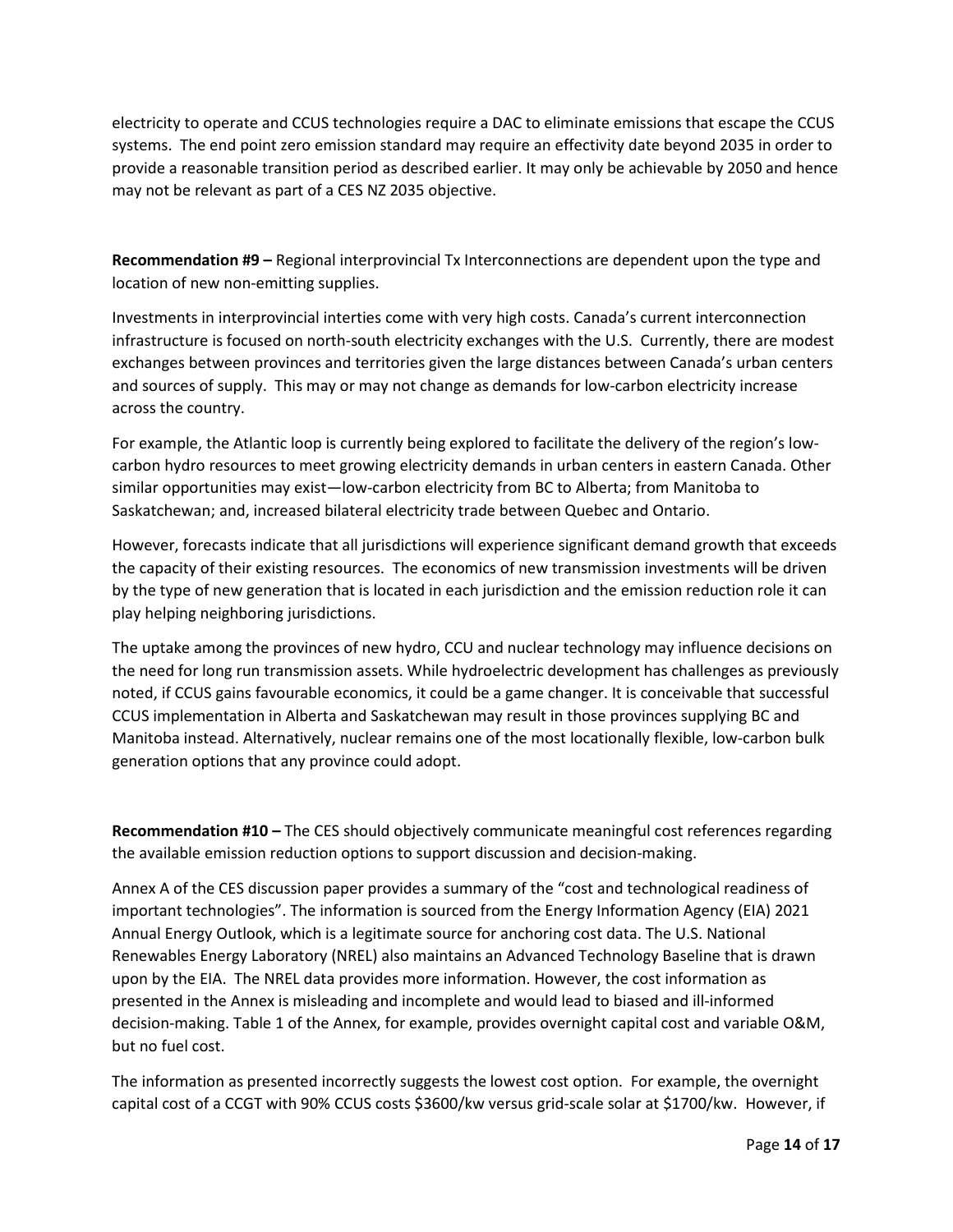electricity to operate and CCUS technologies require a DAC to eliminate emissions that escape the CCUS systems. The end point zero emission standard may require an effectivity date beyond 2035 in order to provide a reasonable transition period as described earlier. It may only be achievable by 2050 and hence may not be relevant as part of a CES NZ 2035 objective.

**Recommendation #9 –** Regional interprovincial Tx Interconnections are dependent upon the type and location of new non-emitting supplies.

Investments in interprovincial interties come with very high costs. Canada's current interconnection infrastructure is focused on north-south electricity exchanges with the U.S. Currently, there are modest exchanges between provinces and territories given the large distances between Canada's urban centers and sources of supply. This may or may not change as demands for low-carbon electricity increase across the country.

For example, the Atlantic loop is currently being explored to facilitate the delivery of the region's low-carbon hydro resources to meet growing electricity demands in urban centers in eastern Canada. Other similar opportunities may exist—low-carbon electricity from BC to Alberta; from Manitoba to Saskatchewan; and, increased bilateral electricity trade between Quebec and Ontario.

However, forecasts indicate that all jurisdictions will experience significant demand growth that exceeds the capacity of their existing resources. The economics of new transmission investments will be driven by the type of new generation that is located in each jurisdiction and the emission reduction role it can play helping neighboring jurisdictions.

The uptake among the provinces of new hydro, CCU and nuclear technology may influence decisions on the need for long run transmission assets. While hydroelectric development has challenges as previously noted, if CCUS gains favourable economics, it could be a game changer. It is conceivable that successful CCUS implementation in Alberta and Saskatchewan may result in those provinces supplying BC and Manitoba instead. Alternatively, nuclear remains one of the most locationally flexible, low-carbon bulk generation options that any province could adopt.

**Recommendation #10 –** The CES should objectively communicate meaningful cost references regarding the available emission reduction options to support discussion and decision-making.

Annex A of the CES discussion paper provides a summary of the "cost and technological readiness of important technologies". The information is sourced from the Energy Information Agency (EIA) 2021 Annual Energy Outlook, which is a legitimate source for anchoring cost data. The U.S. National Renewables Energy Laboratory (NREL) also maintains an Advanced Technology Baseline that is drawn upon by the EIA. The NREL data provides more information. However, the cost information as presented in the Annex is misleading and incomplete and would lead to biased and ill-informed decision-making. Table 1 of the Annex, for example, provides overnight capital cost and variable O&M, but no fuel cost.

The information as presented incorrectly suggests the lowest cost option. For example, the overnight capital cost of a CCGT with 90% CCUS costs $3600/kw versus grid-scale solar at $1700/kw. However, if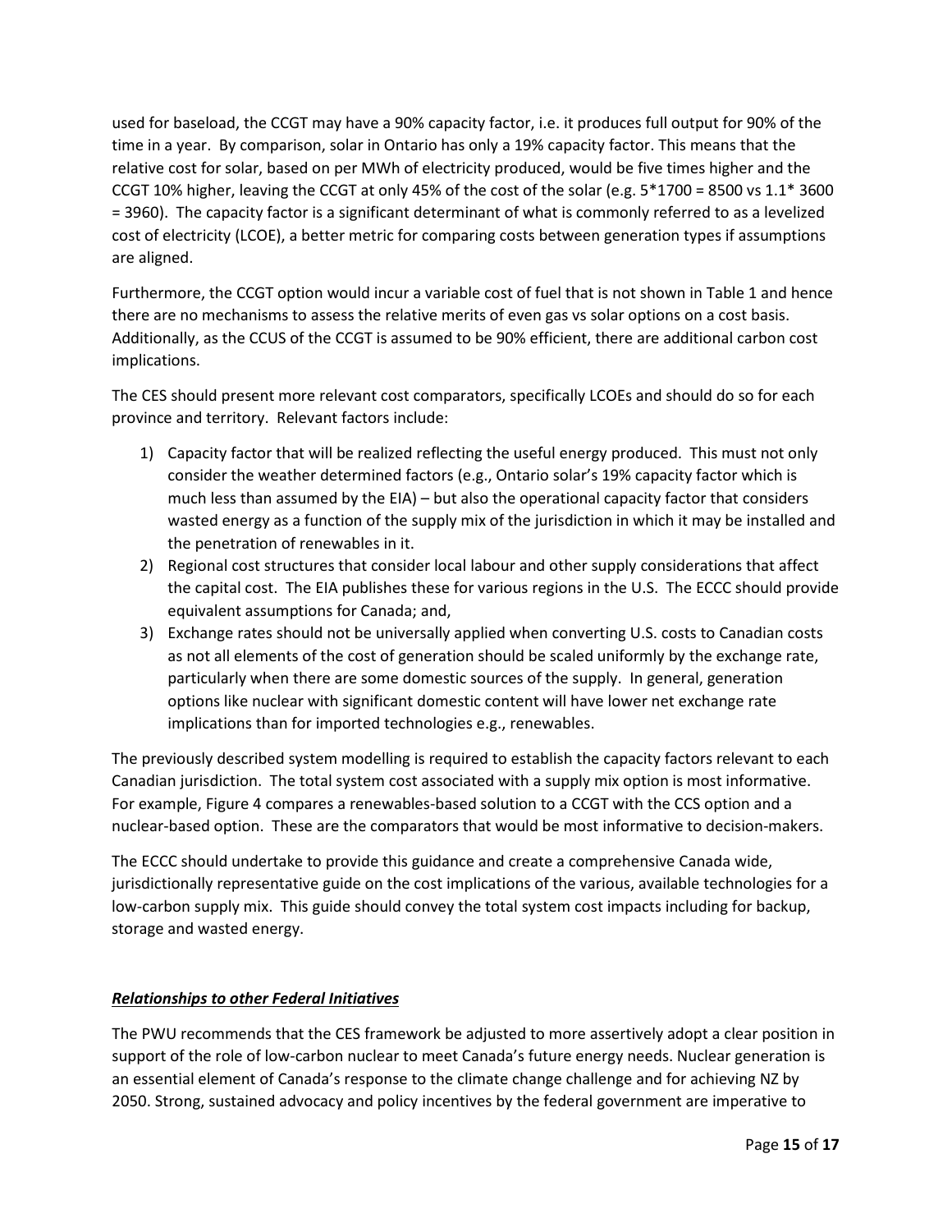used for baseload, the CCGT may have a 90% capacity factor, i.e. it produces full output for 90% of the time in a year. By comparison, solar in Ontario has only a 19% capacity factor. This means that the relative cost for solar, based on per MWh of electricity produced, would be five times higher and the CCGT 10% higher, leaving the CCGT at only 45% of the cost of the solar (e.g. 5*1700 = 8500 vs 1.1* 3600 = 3960). The capacity factor is a significant determinant of what is commonly referred to as a levelized cost of electricity (LCOE), a better metric for comparing costs between generation types if assumptions are aligned.

Furthermore, the CCGT option would incur a variable cost of fuel that is not shown in Table 1 and hence there are no mechanisms to assess the relative merits of even gas vs solar options on a cost basis. Additionally, as the CCUS of the CCGT is assumed to be 90% efficient, there are additional carbon cost implications.

The CES should present more relevant cost comparators, specifically LCOEs and should do so for each province and territory. Relevant factors include:

1) Capacity factor that will be realized reflecting the useful energy produced. This must not only consider the weather determined factors (e.g., Ontario solar's 19% capacity factor which is much less than assumed by the EIA) – but also the operational capacity factor that considers wasted energy as a function of the supply mix of the jurisdiction in which it may be installed and the penetration of renewables in it.
2) Regional cost structures that consider local labour and other supply considerations that affect the capital cost. The EIA publishes these for various regions in the U.S. The ECCC should provide equivalent assumptions for Canada; and,
3) Exchange rates should not be universally applied when converting U.S. costs to Canadian costs as not all elements of the cost of generation should be scaled uniformly by the exchange rate, particularly when there are some domestic sources of the supply. In general, generation options like nuclear with significant domestic content will have lower net exchange rate implications than for imported technologies e.g., renewables.

The previously described system modelling is required to establish the capacity factors relevant to each Canadian jurisdiction. The total system cost associated with a supply mix option is most informative. For example, Figure 4 compares a renewables-based solution to a CCGT with the CCS option and a nuclear-based option. These are the comparators that would be most informative to decision-makers.

The ECCC should undertake to provide this guidance and create a comprehensive Canada wide, jurisdictionally representative guide on the cost implications of the various, available technologies for a low-carbon supply mix. This guide should convey the total system cost impacts including for backup, storage and wasted energy.

***Relationships to other Federal Initiatives***

The PWU recommends that the CES framework be adjusted to more assertively adopt a clear position in support of the role of low-carbon nuclear to meet Canada's future energy needs. Nuclear generation is an essential element of Canada's response to the climate change challenge and for achieving NZ by 2050. Strong, sustained advocacy and policy incentives by the federal government are imperative to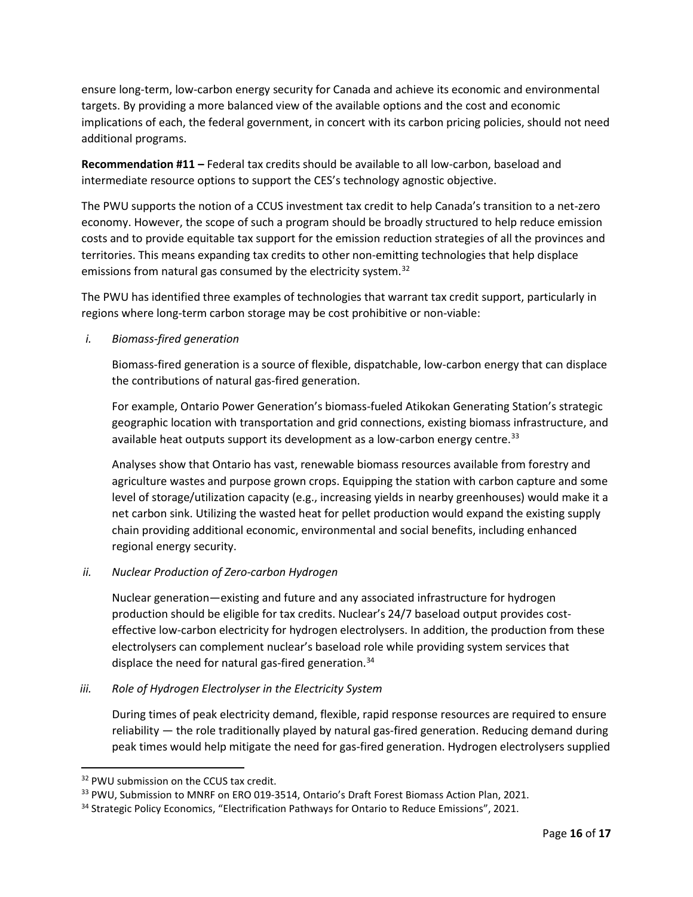ensure long-term, low-carbon energy security for Canada and achieve its economic and environmental targets. By providing a more balanced view of the available options and the cost and economic implications of each, the federal government, in concert with its carbon pricing policies, should not need additional programs.

**Recommendation #11 –** Federal tax credits should be available to all low-carbon, baseload and intermediate resource options to support the CES's technology agnostic objective.

The PWU supports the notion of a CCUS investment tax credit to help Canada's transition to a net-zero economy. However, the scope of such a program should be broadly structured to help reduce emission costs and to provide equitable tax support for the emission reduction strategies of all the provinces and territories. This means expanding tax credits to other non-emitting technologies that help displace emissions from natural gas consumed by the electricity system.[32]

The PWU has identified three examples of technologies that warrant tax credit support, particularly in regions where long-term carbon storage may be cost prohibitive or non-viable:

*i. Biomass-fired generation*

Biomass-fired generation is a source of flexible, dispatchable, low-carbon energy that can displace the contributions of natural gas-fired generation.

For example, Ontario Power Generation's biomass-fueled Atikokan Generating Station's strategic geographic location with transportation and grid connections, existing biomass infrastructure, and available heat outputs support its development as a low-carbon energy centre.[33]

Analyses show that Ontario has vast, renewable biomass resources available from forestry and agriculture wastes and purpose grown crops. Equipping the station with carbon capture and some level of storage/utilization capacity (e.g., increasing yields in nearby greenhouses) would make it a net carbon sink. Utilizing the wasted heat for pellet production would expand the existing supply chain providing additional economic, environmental and social benefits, including enhanced regional energy security.

*ii. Nuclear Production of Zero-carbon Hydrogen*

Nuclear generation—existing and future and any associated infrastructure for hydrogen production should be eligible for tax credits. Nuclear's 24/7 baseload output provides cost-effective low-carbon electricity for hydrogen electrolysers. In addition, the production from these electrolysers can complement nuclear's baseload role while providing system services that displace the need for natural gas-fired generation.[34]

*iii. Role of Hydrogen Electrolyser in the Electricity System*

During times of peak electricity demand, flexible, rapid response resources are required to ensure reliability — the role traditionally played by natural gas-fired generation. Reducing demand during peak times would help mitigate the need for gas-fired generation. Hydrogen electrolysers supplied

[32] PWU submission on the CCUS tax credit.

[33] PWU, Submission to MNRF on ERO 019-3514, Ontario's Draft Forest Biomass Action Plan, 2021.

[34] Strategic Policy Economics, "Electrification Pathways for Ontario to Reduce Emissions", 2021.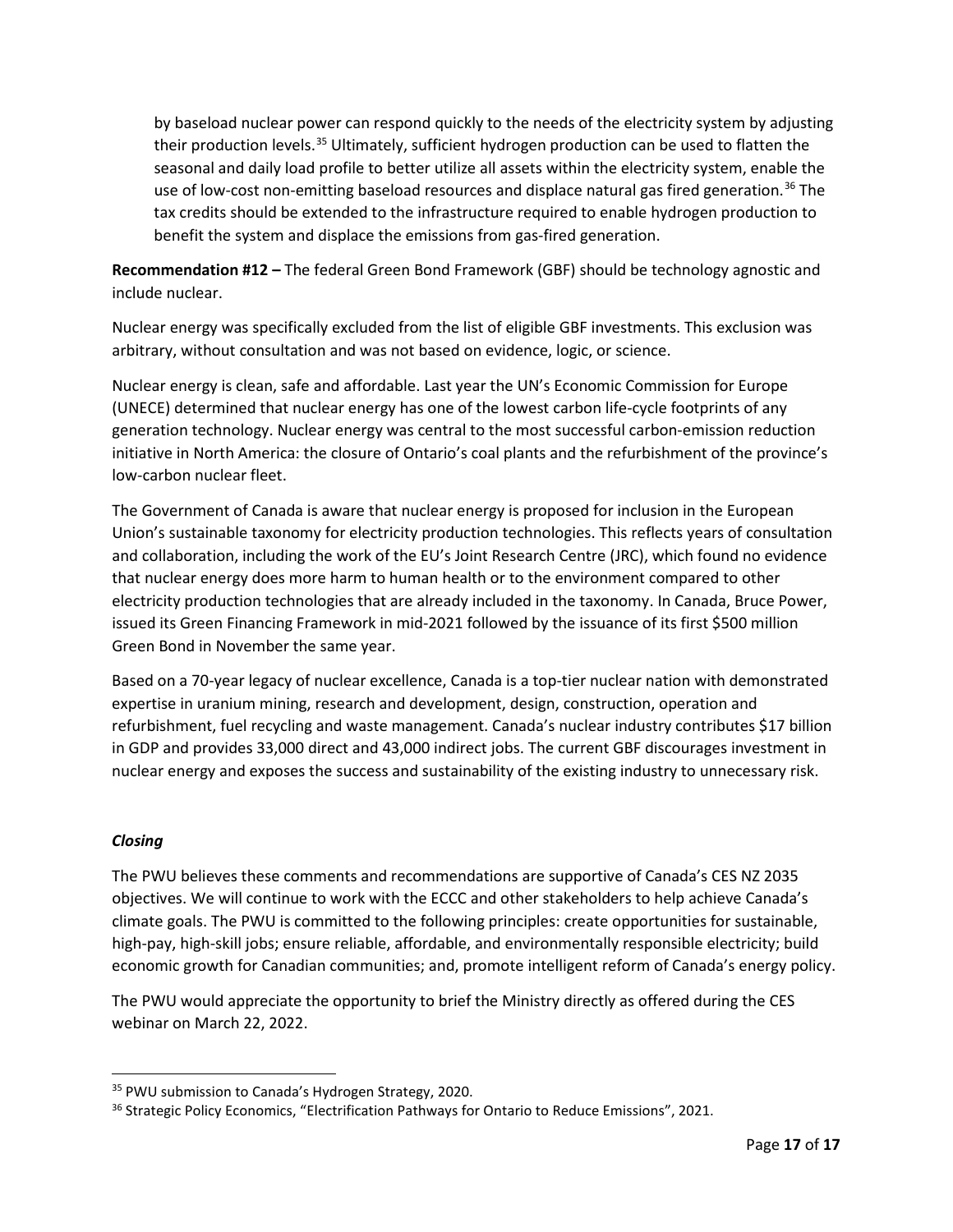by baseload nuclear power can respond quickly to the needs of the electricity system by adjusting their production levels.[35] Ultimately, sufficient hydrogen production can be used to flatten the seasonal and daily load profile to better utilize all assets within the electricity system, enable the use of low-cost non-emitting baseload resources and displace natural gas fired generation.[36] The tax credits should be extended to the infrastructure required to enable hydrogen production to benefit the system and displace the emissions from gas-fired generation.

**Recommendation #12 –** The federal Green Bond Framework (GBF) should be technology agnostic and include nuclear.

Nuclear energy was specifically excluded from the list of eligible GBF investments. This exclusion was arbitrary, without consultation and was not based on evidence, logic, or science.

Nuclear energy is clean, safe and affordable. Last year the UN's Economic Commission for Europe (UNECE) determined that nuclear energy has one of the lowest carbon life-cycle footprints of any generation technology. Nuclear energy was central to the most successful carbon-emission reduction initiative in North America: the closure of Ontario's coal plants and the refurbishment of the province's low-carbon nuclear fleet.

The Government of Canada is aware that nuclear energy is proposed for inclusion in the European Union's sustainable taxonomy for electricity production technologies. This reflects years of consultation and collaboration, including the work of the EU's Joint Research Centre (JRC), which found no evidence that nuclear energy does more harm to human health or to the environment compared to other electricity production technologies that are already included in the taxonomy. In Canada, Bruce Power, issued its Green Financing Framework in mid-2021 followed by the issuance of its first $500 million Green Bond in November the same year.

Based on a 70-year legacy of nuclear excellence, Canada is a top-tier nuclear nation with demonstrated expertise in uranium mining, research and development, design, construction, operation and refurbishment, fuel recycling and waste management. Canada's nuclear industry contributes $17 billion in GDP and provides 33,000 direct and 43,000 indirect jobs. The current GBF discourages investment in nuclear energy and exposes the success and sustainability of the existing industry to unnecessary risk.

### *Closing*

The PWU believes these comments and recommendations are supportive of Canada's CES NZ 2035 objectives. We will continue to work with the ECCC and other stakeholders to help achieve Canada's climate goals. The PWU is committed to the following principles: create opportunities for sustainable, high-pay, high-skill jobs; ensure reliable, affordable, and environmentally responsible electricity; build economic growth for Canadian communities; and, promote intelligent reform of Canada's energy policy.

The PWU would appreciate the opportunity to brief the Ministry directly as offered during the CES webinar on March 22, 2022.

---

[35] PWU submission to Canada's Hydrogen Strategy, 2020.

[36] Strategic Policy Economics, "Electrification Pathways for Ontario to Reduce Emissions", 2021.